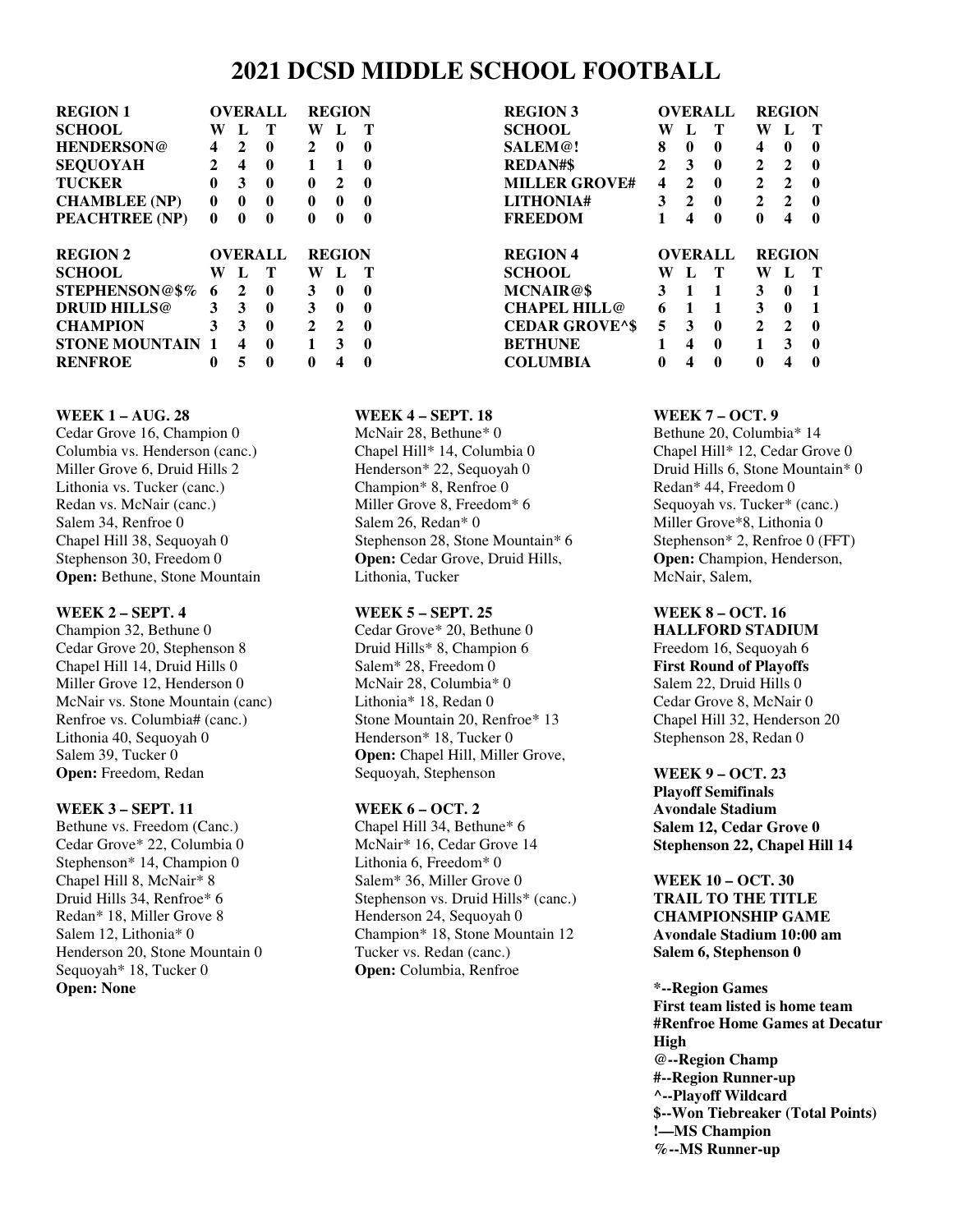# 2021 DCSD MIDDLE SCHOOL FOOTBALL

| REGION 1 | OVERALL | | | REGION | | |
|---|---|---|---|---|---|---|
| SCHOOL | W | L | T | W | L | T |
| HENDERSON@ | 4 | 2 | 0 | 2 | 0 | 0 |
| SEQUOYAH | 2 | 4 | 0 | 1 | 1 | 0 |
| TUCKER | 0 | 3 | 0 | 0 | 2 | 0 |
| CHAMBLEE (NP) | 0 | 0 | 0 | 0 | 0 | 0 |
| PEACHTREE (NP) | 0 | 0 | 0 | 0 | 0 | 0 |

| REGION 2 | OVERALL | | | REGION | | |
|---|---|---|---|---|---|---|
| SCHOOL | W | L | T | W | L | T |
| STEPHENSON@$% | 6 | 2 | 0 | 3 | 0 | 0 |
| DRUID HILLS@ | 3 | 3 | 0 | 3 | 0 | 0 |
| CHAMPION | 3 | 3 | 0 | 2 | 2 | 0 |
| STONE MOUNTAIN | 1 | 4 | 0 | 1 | 3 | 0 |
| RENFROE | 0 | 5 | 0 | 0 | 4 | 0 |

| REGION 3 | OVERALL | | | REGION | | |
|---|---|---|---|---|---|---|
| SCHOOL | W | L | T | W | L | T |
| SALEM@! | 8 | 0 | 0 | 4 | 0 | 0 |
| REDAN#$ | 2 | 3 | 0 | 2 | 2 | 0 |
| MILLER GROVE# | 4 | 2 | 0 | 2 | 2 | 0 |
| LITHONIA# | 3 | 2 | 0 | 2 | 2 | 0 |
| FREEDOM | 1 | 4 | 0 | 0 | 4 | 0 |

| REGION 4 | OVERALL | | | REGION | | |
|---|---|---|---|---|---|---|
| SCHOOL | W | L | T | W | L | T |
| MCNAIR@$ | 3 | 1 | 1 | 3 | 0 | 1 |
| CHAPEL HILL@ | 6 | 1 | 1 | 3 | 0 | 1 |
| CEDAR GROVE^$ | 5 | 3 | 0 | 2 | 2 | 0 |
| BETHUNE | 1 | 4 | 0 | 1 | 3 | 0 |
| COLUMBIA | 0 | 4 | 0 | 0 | 4 | 0 |

**WEEK 1 – AUG. 28**
Cedar Grove 16, Champion 0
Columbia vs. Henderson (canc.)
Miller Grove 6, Druid Hills 2
Lithonia vs. Tucker (canc.)
Redan vs. McNair (canc.)
Salem 34, Renfroe 0
Chapel Hill 38, Sequoyah 0
Stephenson 30, Freedom 0
**Open:** Bethune, Stone Mountain

**WEEK 2 – SEPT. 4**
Champion 32, Bethune 0
Cedar Grove 20, Stephenson 8
Chapel Hill 14, Druid Hills 0
Miller Grove 12, Henderson 0
McNair vs. Stone Mountain (canc)
Renfroe vs. Columbia# (canc.)
Lithonia 40, Sequoyah 0
Salem 39, Tucker 0
**Open:** Freedom, Redan

**WEEK 3 – SEPT. 11**
Bethune vs. Freedom (Canc.)
Cedar Grove* 22, Columbia 0
Stephenson* 14, Champion 0
Chapel Hill 8, McNair* 8
Druid Hills 34, Renfroe* 6
Redan* 18, Miller Grove 8
Salem 12, Lithonia* 0
Henderson 20, Stone Mountain 0
Sequoyah* 18, Tucker 0
**Open: None**

**WEEK 4 – SEPT. 18**
McNair 28, Bethune* 0
Chapel Hill* 14, Columbia 0
Henderson* 22, Sequoyah 0
Champion* 8, Renfroe 0
Miller Grove 8, Freedom* 6
Salem 26, Redan* 0
Stephenson 28, Stone Mountain* 6
**Open:** Cedar Grove, Druid Hills, Lithonia, Tucker

**WEEK 5 – SEPT. 25**
Cedar Grove* 20, Bethune 0
Druid Hills* 8, Champion 6
Salem* 28, Freedom 0
McNair 28, Columbia* 0
Lithonia* 18, Redan 0
Stone Mountain 20, Renfroe* 13
Henderson* 18, Tucker 0
**Open:** Chapel Hill, Miller Grove, Sequoyah, Stephenson

**WEEK 6 – OCT. 2**
Chapel Hill 34, Bethune* 6
McNair* 16, Cedar Grove 14
Lithonia 6, Freedom* 0
Salem* 36, Miller Grove 0
Stephenson vs. Druid Hills* (canc.)
Henderson 24, Sequoyah 0
Champion* 18, Stone Mountain 12
Tucker vs. Redan (canc.)
**Open:** Columbia, Renfroe

**WEEK 7 – OCT. 9**
Bethune 20, Columbia* 14
Chapel Hill* 12, Cedar Grove 0
Druid Hills 6, Stone Mountain* 0
Redan* 44, Freedom 0
Sequoyah vs. Tucker* (canc.)
Miller Grove*8, Lithonia 0
Stephenson* 2, Renfroe 0 (FFT)
**Open:** Champion, Henderson, McNair, Salem,

**WEEK 8 – OCT. 16**
**HALLFORD STADIUM**
Freedom 16, Sequoyah 6
**First Round of Playoffs**
Salem 22, Druid Hills 0
Cedar Grove 8, McNair 0
Chapel Hill 32, Henderson 20
Stephenson 28, Redan 0

**WEEK 9 – OCT. 23**
**Playoff Semifinals**
**Avondale Stadium**
**Salem 12, Cedar Grove 0**
**Stephenson 22, Chapel Hill 14**

**WEEK 10 – OCT. 30**
**TRAIL TO THE TITLE**
**CHAMPIONSHIP GAME**
**Avondale Stadium 10:00 am**
**Salem 6, Stephenson 0**

**\*--Region Games**
**First team listed is home team**
**#Renfroe Home Games at Decatur High**
**@--Region Champ**
**#--Region Runner-up**
**^--Playoff Wildcard**
**$--Won Tiebreaker (Total Points)**
**!—MS Champion**
**%--MS Runner-up**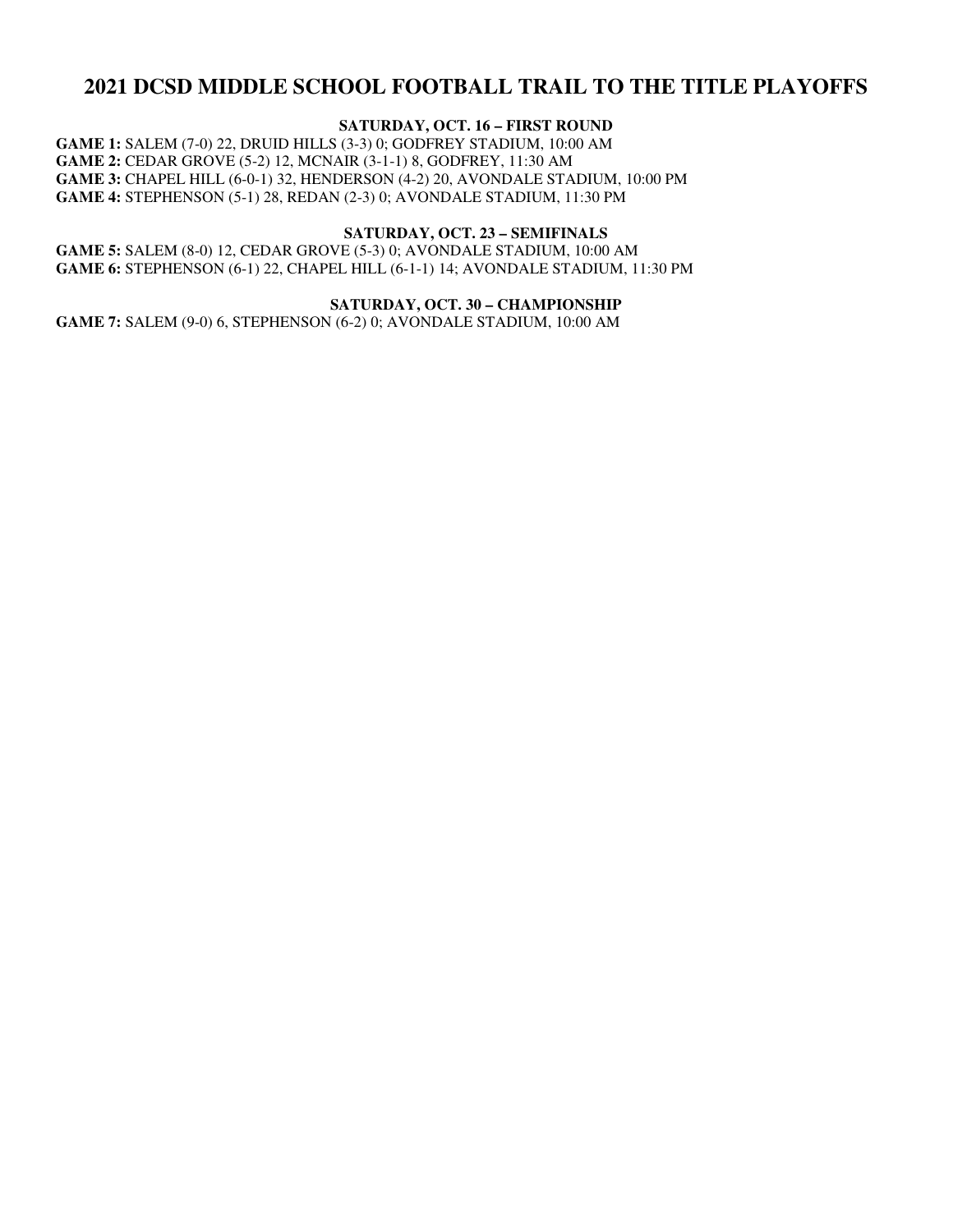# 2021 DCSD MIDDLE SCHOOL FOOTBALL TRAIL TO THE TITLE PLAYOFFS

**SATURDAY, OCT. 16 – FIRST ROUND**

**GAME 1:** SALEM (7-0) 22, DRUID HILLS (3-3) 0; GODFREY STADIUM, 10:00 AM
**GAME 2:** CEDAR GROVE (5-2) 12, MCNAIR (3-1-1) 8, GODFREY, 11:30 AM
**GAME 3:** CHAPEL HILL (6-0-1) 32, HENDERSON (4-2) 20, AVONDALE STADIUM, 10:00 PM
**GAME 4:** STEPHENSON (5-1) 28, REDAN (2-3) 0; AVONDALE STADIUM, 11:30 PM

**SATURDAY, OCT. 23 – SEMIFINALS**

**GAME 5:** SALEM (8-0) 12, CEDAR GROVE (5-3) 0; AVONDALE STADIUM, 10:00 AM
**GAME 6:** STEPHENSON (6-1) 22, CHAPEL HILL (6-1-1) 14; AVONDALE STADIUM, 11:30 PM

**SATURDAY, OCT. 30 – CHAMPIONSHIP**

**GAME 7:** SALEM (9-0) 6, STEPHENSON (6-2) 0; AVONDALE STADIUM, 10:00 AM